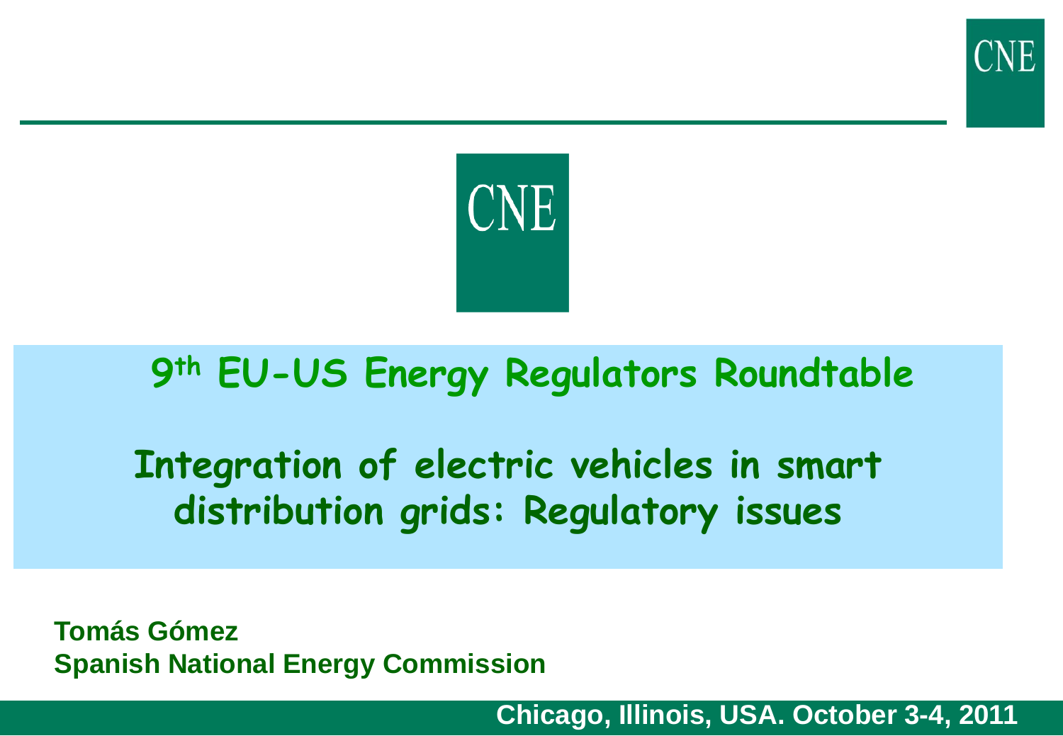CNE

CNE

# 9th EU-US Energy Regulators Roundtable

# Integration of electric vehicles in smart distribution grids: Regulatory issues

**Tomás Gómez**
**Spanish National Energy Commission**

**Chicago, Illinois, USA. October 3-4, 2011**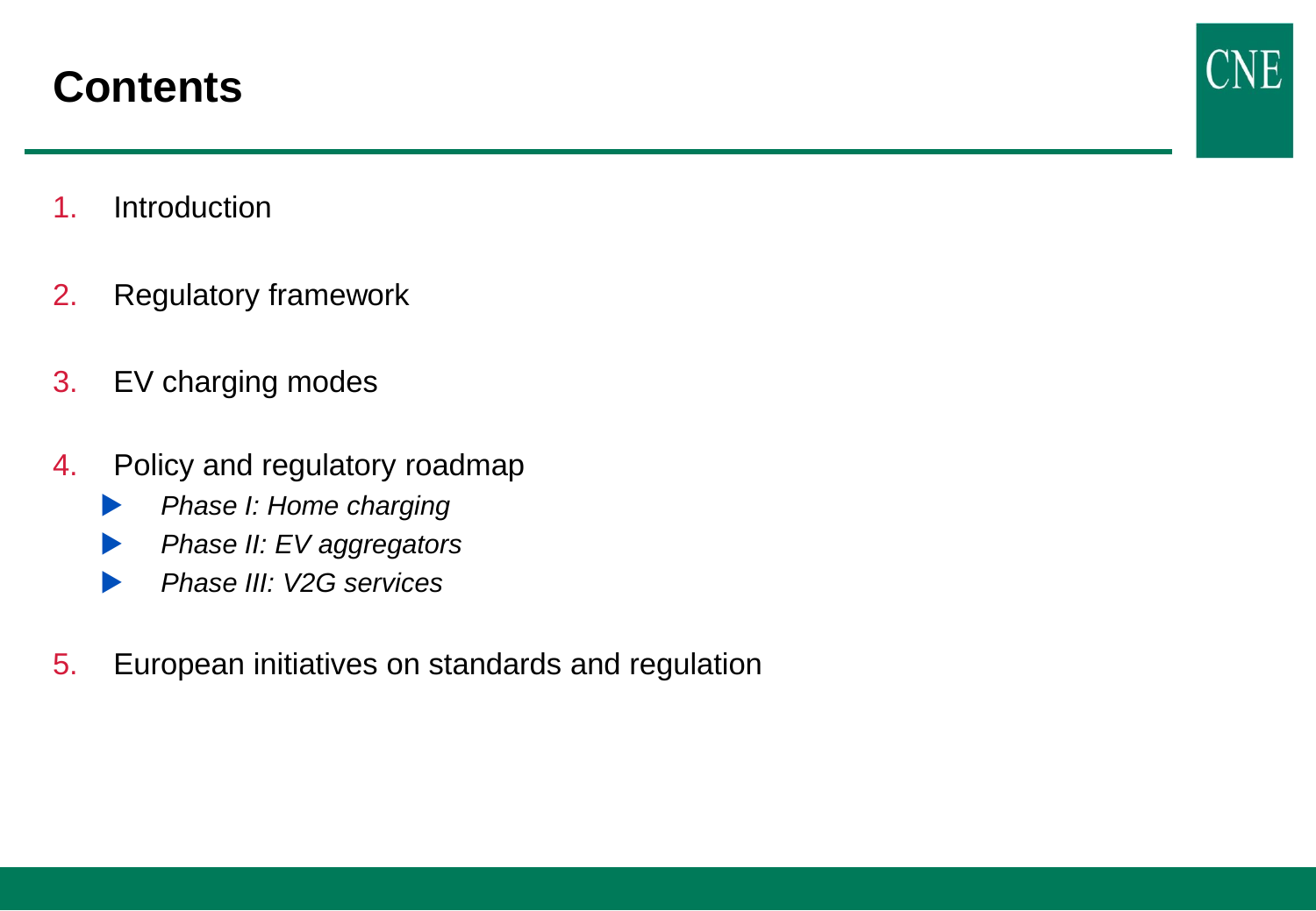# Contents

1. Introduction
2. Regulatory framework
3. EV charging modes
4. Policy and regulatory roadmap
   - *Phase I: Home charging*
   - *Phase II: EV aggregators*
   - *Phase III: V2G services*
5. European initiatives on standards and regulation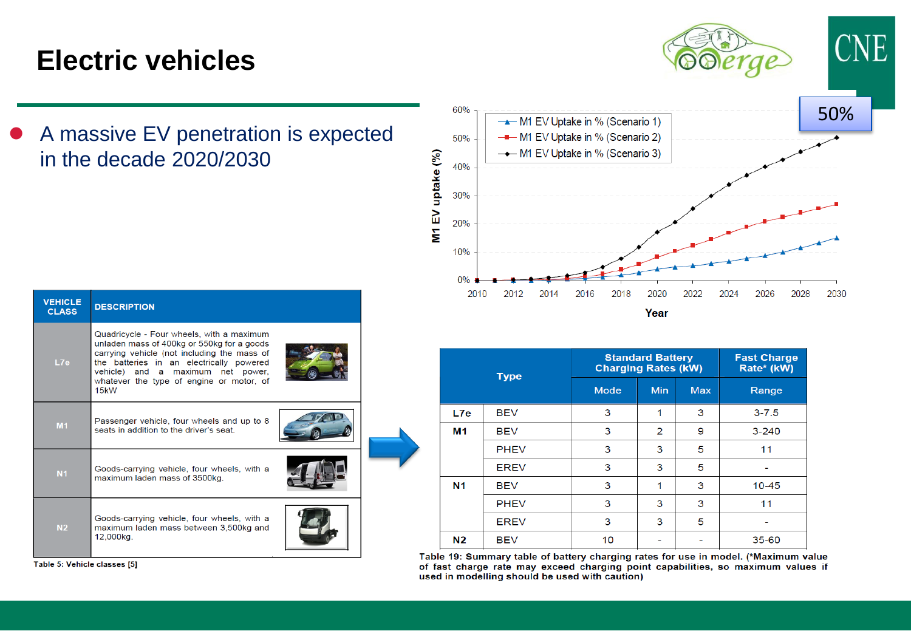# Electric vehicles

- A massive EV penetration is expected in the decade 2020/2030

| VEHICLE CLASS | DESCRIPTION |
|---|---|
| L7e | Quadricycle - Four wheels, with a maximum unladen mass of 400kg or 550kg for a goods carrying vehicle (not including the mass of the batteries in an electrically powered vehicle) and a maximum net power, whatever the type of engine or motor, of 15kW |
| M1 | Passenger vehicle, four wheels and up to 8 seats in addition to the driver's seat. |
| N1 | Goods-carrying vehicle, four wheels, with a maximum laden mass of 3500kg. |
| N2 | Goods-carrying vehicle, four wheels, with a maximum laden mass between 3,500kg and 12,000kg. |

Table 5: Vehicle classes [5]

M1 EV uptake (%) by Year, 2010–2030: M1 EV Uptake in % (Scenario 1), M1 EV Uptake in % (Scenario 2), M1 EV Uptake in % (Scenario 3)

50%

| Type | | Standard Battery Charging Rates (kW) | | | Fast Charge Rate* (kW) |
|---|---|---|---|---|---|
| | | Mode | Min | Max | Range |
| L7e | BEV | 3 | 1 | 3 | 3-7.5 |
| M1 | BEV | 3 | 2 | 9 | 3-240 |
| | PHEV | 3 | 3 | 5 | 11 |
| | EREV | 3 | 3 | 5 | - |
| N1 | BEV | 3 | 1 | 3 | 10-45 |
| | PHEV | 3 | 3 | 3 | 11 |
| | EREV | 3 | 3 | 5 | - |
| N2 | BEV | 10 | - | - | 35-60 |

Table 19: Summary table of battery charging rates for use in model. (*Maximum value of fast charge rate may exceed charging point capabilities, so maximum values if used in modelling should be used with caution)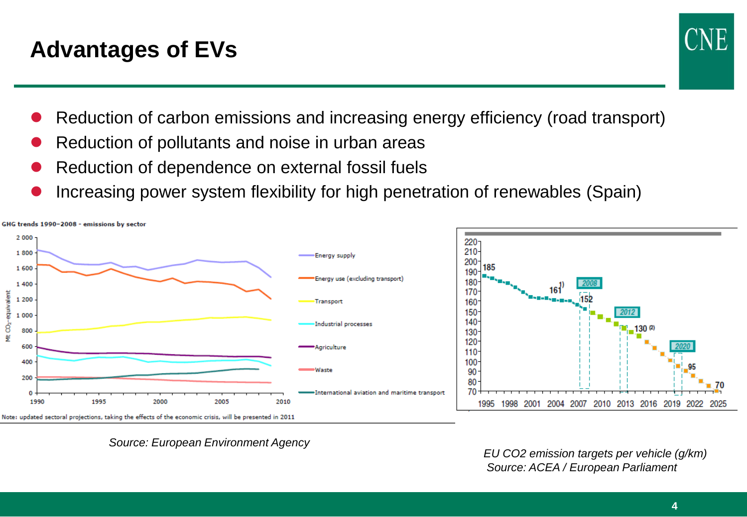# Advantages of EVs

- Reduction of carbon emissions and increasing energy efficiency (road transport)
- Reduction of pollutants and noise in urban areas
- Reduction of dependence on external fossil fuels
- Increasing power system flexibility for high penetration of renewables (Spain)

*Source: European Environment Agency*

*EU CO2 emission targets per vehicle (g/km)*
*Source: ACEA / European Parliament*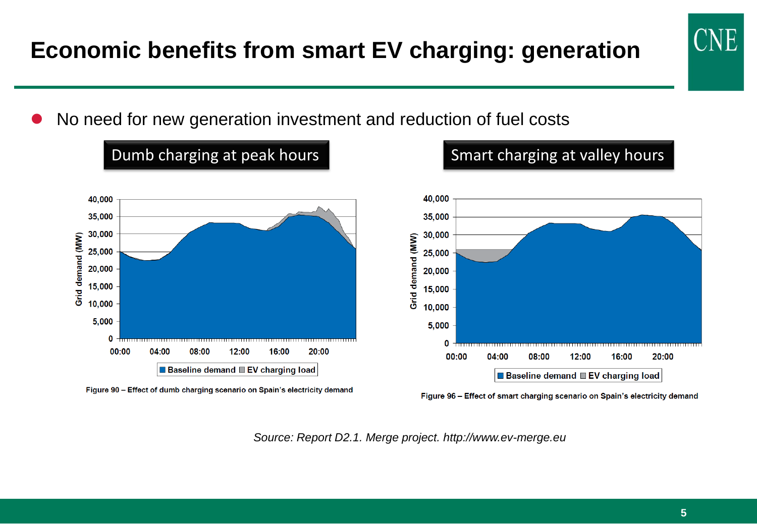# Economic benefits from smart EV charging: generation

- No need for new generation investment and reduction of fuel costs

**Dumb charging at peak hours**

Figure 90 – Effect of dumb charging scenario on Spain's electricity demand

**Smart charging at valley hours**

Figure 96 – Effect of smart charging scenario on Spain's electricity demand

*Source: Report D2.1. Merge project. http://www.ev-merge.eu*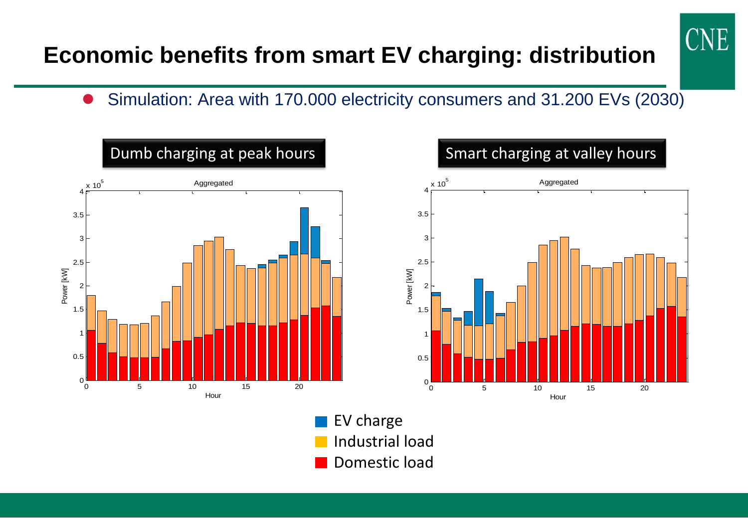# Economic benefits from smart EV charging: distribution

- Simulation: Area with 170.000 electricity consumers and 31.200 EVs (2030)

Dumb charging at peak hours

Smart charging at valley hours

EV charge

Industrial load

Domestic load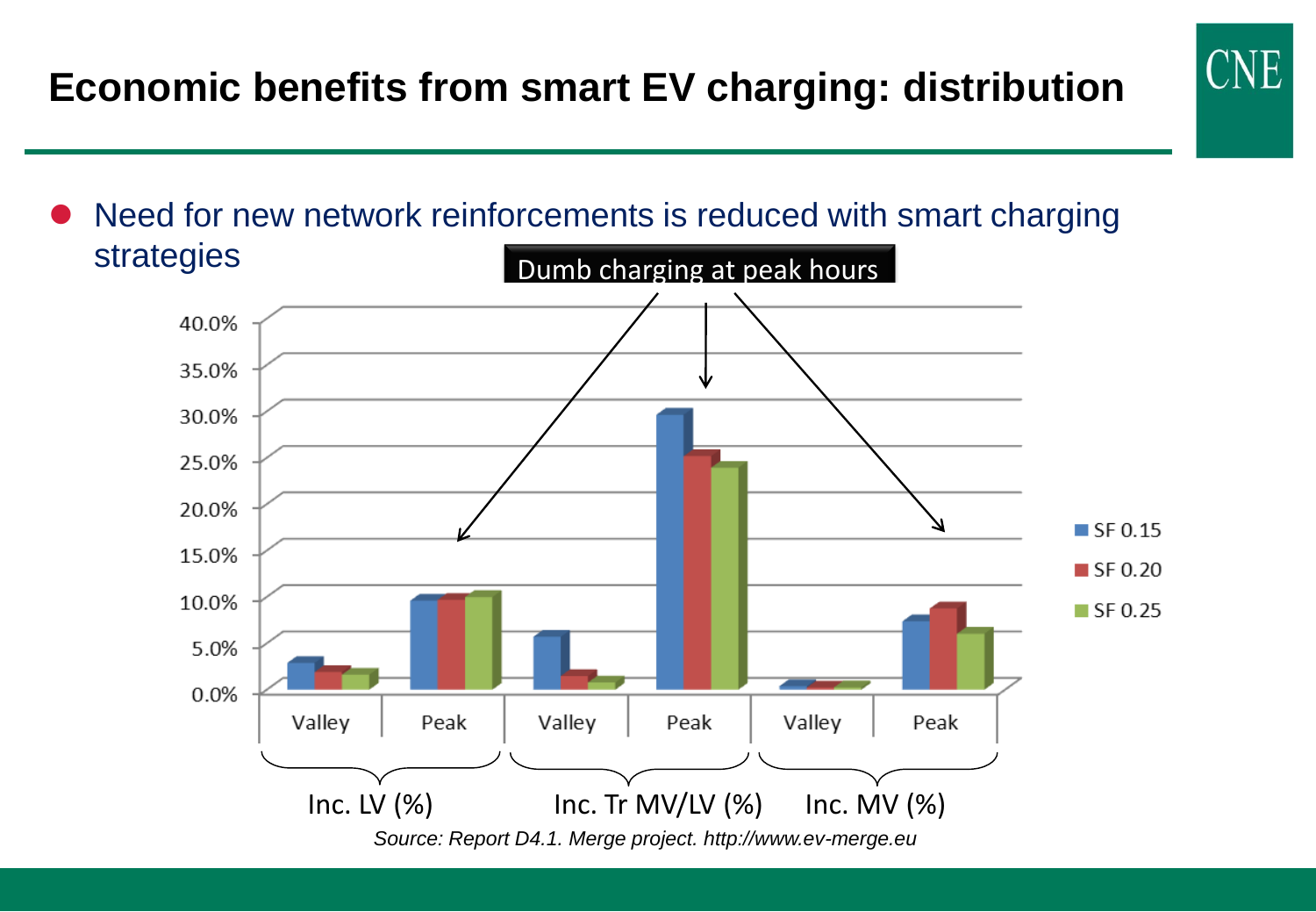# Economic benefits from smart EV charging: distribution

- Need for new network reinforcements is reduced with smart charging strategies

Dumb charging at peak hours

| | Inc. LV (%) Valley | Inc. LV (%) Peak | Inc. Tr MV/LV (%) Valley | Inc. Tr MV/LV (%) Peak | Inc. MV (%) Valley | Inc. MV (%) Peak |
|---|---|---|---|---|---|---|
| SF 0.15 | ~3% | ~9.5% | ~5.8% | ~29.5% | ~0.5% | ~7.3% |
| SF 0.20 | ~2% | ~9.5% | ~1.5% | ~25% | ~0.3% | ~8.7% |
| SF 0.25 | ~1.5% | ~10% | ~0.8% | ~24% | ~0.2% | ~6% |

*Source: Report D4.1. Merge project. http://www.ev-merge.eu*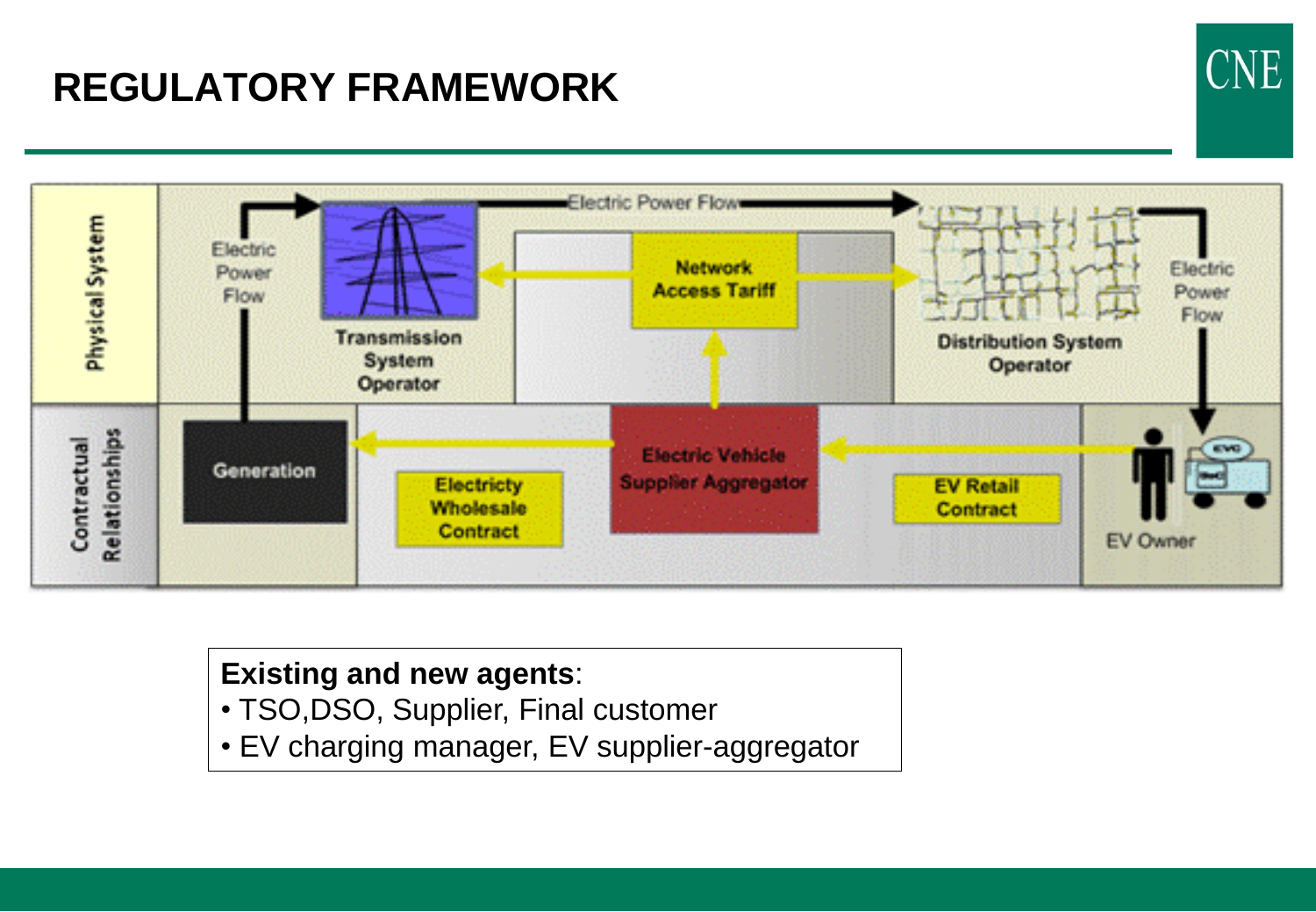# REGULATORY FRAMEWORK

Physical System

Contractual Relationships

Electric Power Flow

Electric Power Flow

Electric Power Flow

Transmission System Operator

Network Access Tariff

Distribution System Operator

Generation

Electricty Wholesale Contract

Electric Vehicle Supplier Aggregator

EV Retail Contract

EV Owner

**Existing and new agents**:

- TSO,DSO, Supplier, Final customer
- EV charging manager, EV supplier-aggregator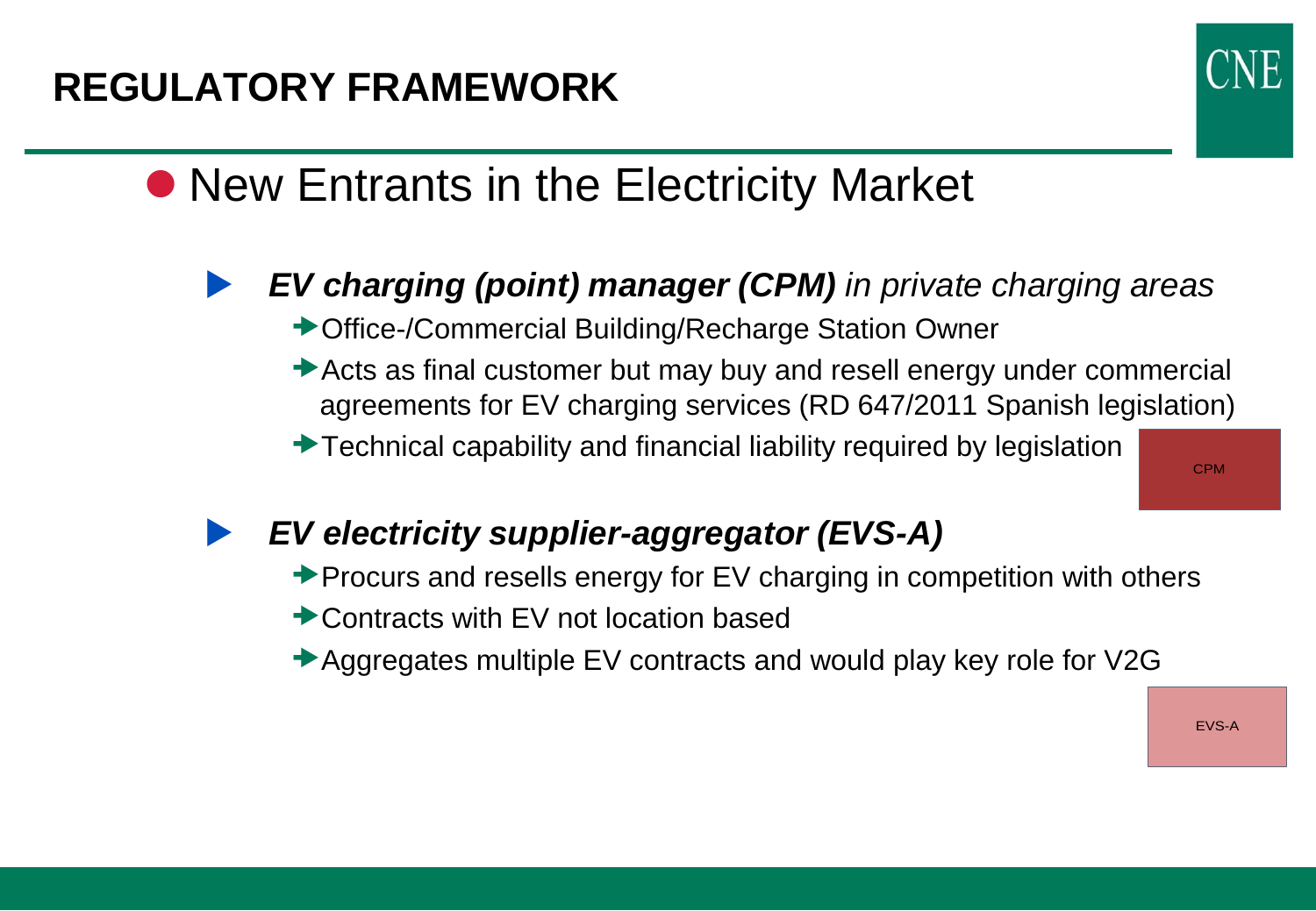# REGULATORY FRAMEWORK

## New Entrants in the Electricity Market

- ***EV charging (point) manager (CPM)*** *in private charging areas*
  - Office-/Commercial Building/Recharge Station Owner
  - Acts as final customer but may buy and resell energy under commercial agreements for EV charging services (RD 647/2011 Spanish legislation)
  - Technical capability and financial liability required by legislation

CPM

- ***EV electricity supplier-aggregator (EVS-A)***
  - Procurs and resells energy for EV charging in competition with others
  - Contracts with EV not location based
  - Aggregates multiple EV contracts and would play key role for V2G

EVS-A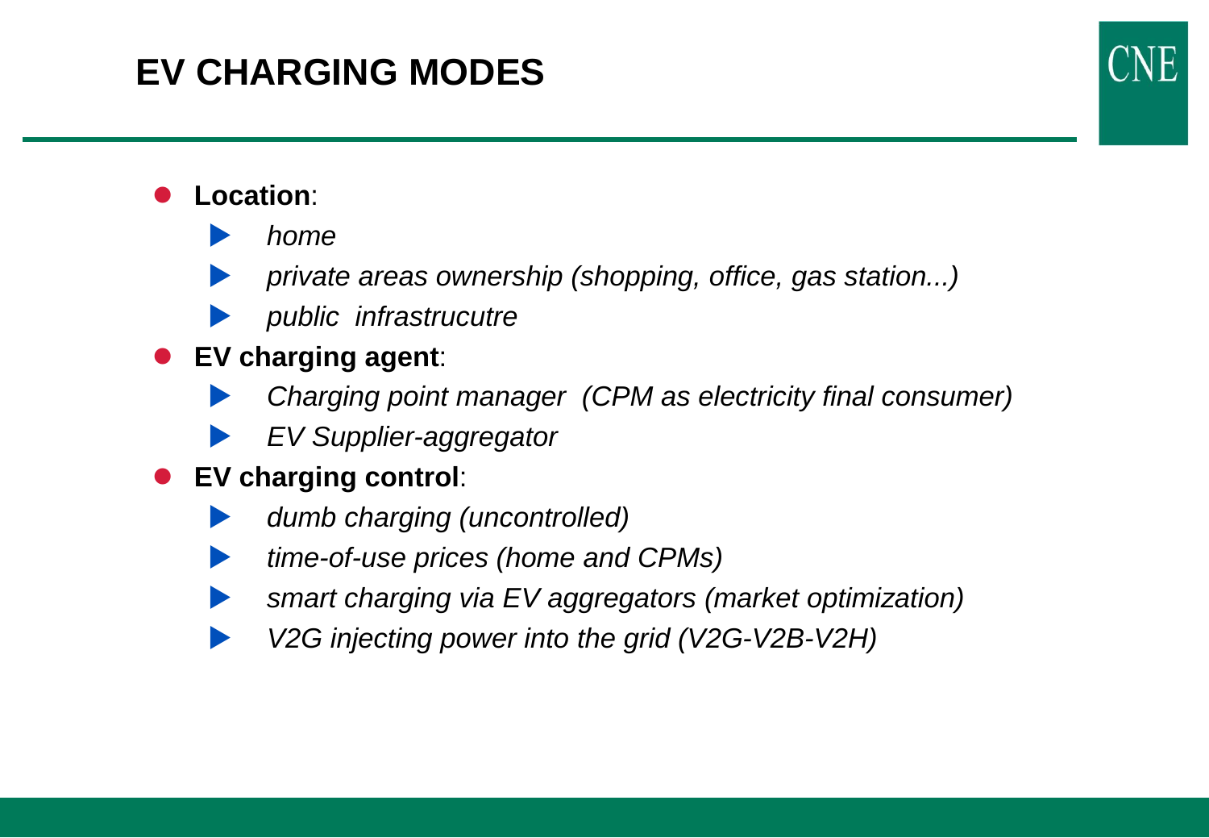# EV CHARGING MODES

- **Location**:
  - *home*
  - *private areas ownership (shopping, office, gas station...)*
  - *public infrastrucutre*
- **EV charging agent**:
  - *Charging point manager (CPM as electricity final consumer)*
  - *EV Supplier-aggregator*
- **EV charging control**:
  - *dumb charging (uncontrolled)*
  - *time-of-use prices (home and CPMs)*
  - *smart charging via EV aggregators (market optimization)*
  - *V2G injecting power into the grid (V2G-V2B-V2H)*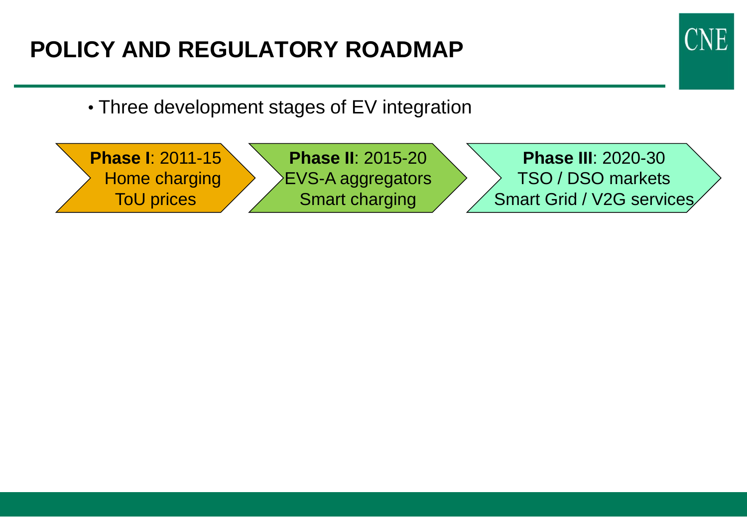# POLICY AND REGULATORY ROADMAP

- Three development stages of EV integration

**Phase I**: 2011-15
Home charging
ToU prices

**Phase II**: 2015-20
EVS-A aggregators
Smart charging

**Phase III**: 2020-30
TSO / DSO markets
Smart Grid / V2G services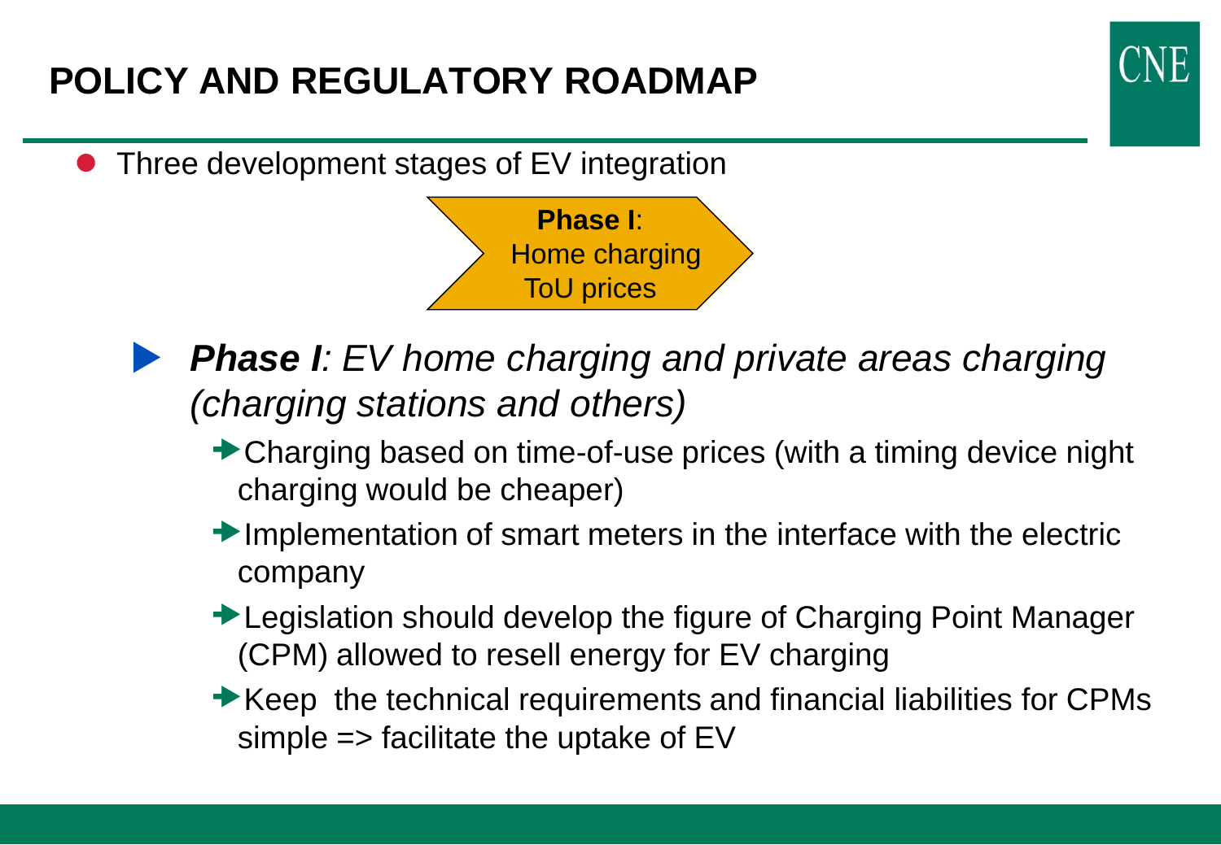# POLICY AND REGULATORY ROADMAP

- Three development stages of EV integration

**Phase I**:
Home charging
ToU prices

- ***Phase I**: EV home charging and private areas charging (charging stations and others)*
  - Charging based on time-of-use prices (with a timing device night charging would be cheaper)
  - Implementation of smart meters in the interface with the electric company
  - Legislation should develop the figure of Charging Point Manager (CPM) allowed to resell energy for EV charging
  - Keep the technical requirements and financial liabilities for CPMs simple => facilitate the uptake of EV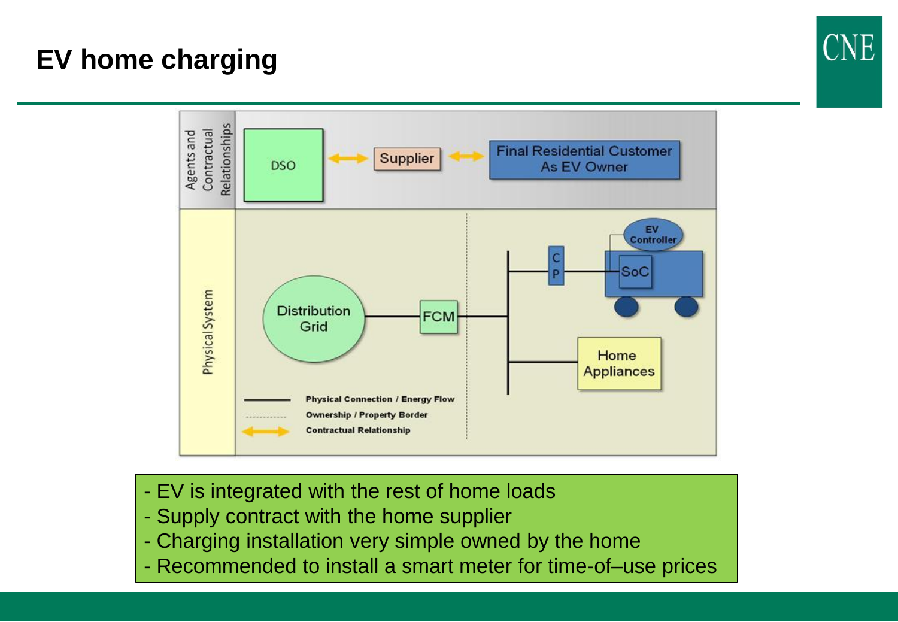# EV home charging

Agents and Contractual Relationships

DSO ↔ Supplier ↔ Final Residential Customer As EV Owner

Physical System

Distribution Grid — FCM — C P — SoC, EV Controller; Home Appliances

- Physical Connection / Energy Flow
- Ownership / Property Border
- Contractual Relationship

- EV is integrated with the rest of home loads
- Supply contract with the home supplier
- Charging installation very simple owned by the home
- Recommended to install a smart meter for time-of–use prices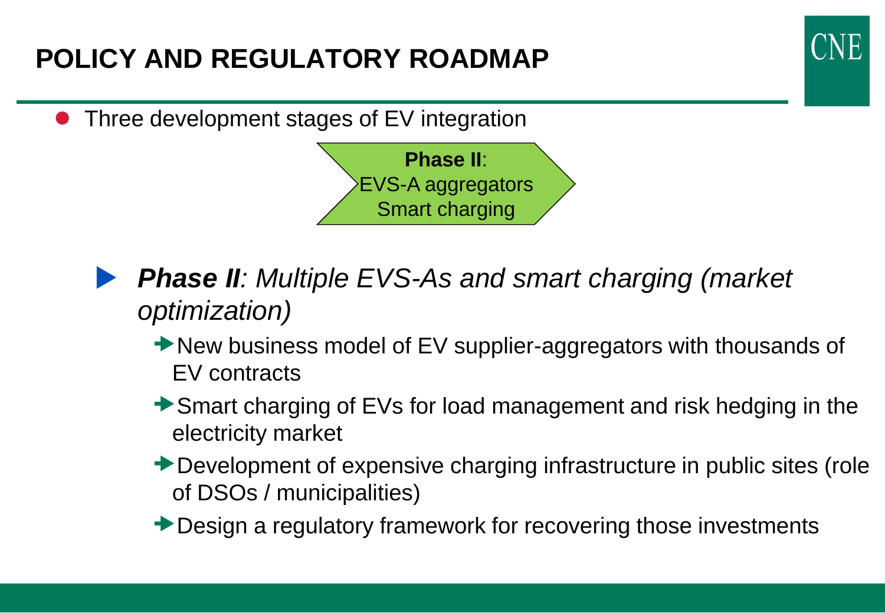# POLICY AND REGULATORY ROADMAP

- Three development stages of EV integration

**Phase II**:
EVS-A aggregators
Smart charging

- ***Phase II**: Multiple EVS-As and smart charging (market optimization)*
  - New business model of EV supplier-aggregators with thousands of EV contracts
  - Smart charging of EVs for load management and risk hedging in the electricity market
  - Development of expensive charging infrastructure in public sites (role of DSOs / municipalities)
  - Design a regulatory framework for recovering those investments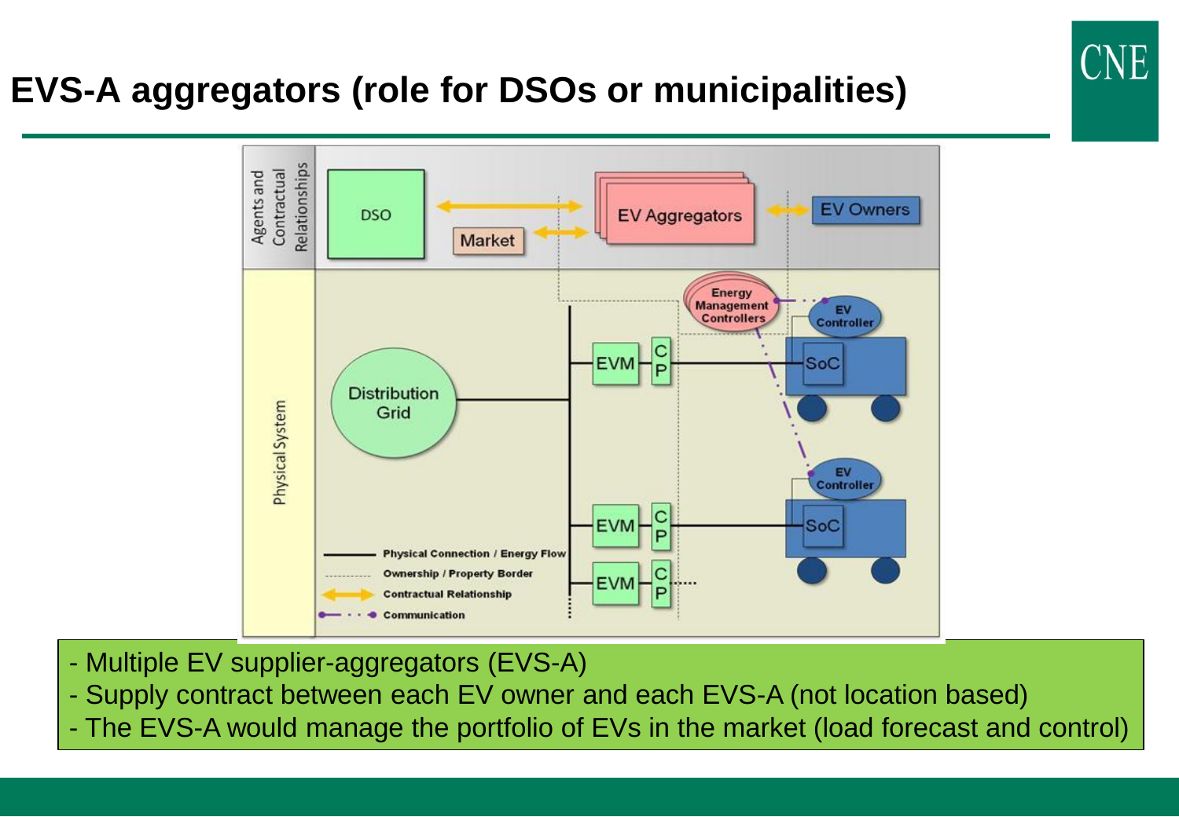# EVS-A aggregators (role for DSOs or municipalities)

- Multiple EV supplier-aggregators (EVS-A)
- Supply contract between each EV owner and each EVS-A (not location based)
- The EVS-A would manage the portfolio of EVs in the market (load forecast and control)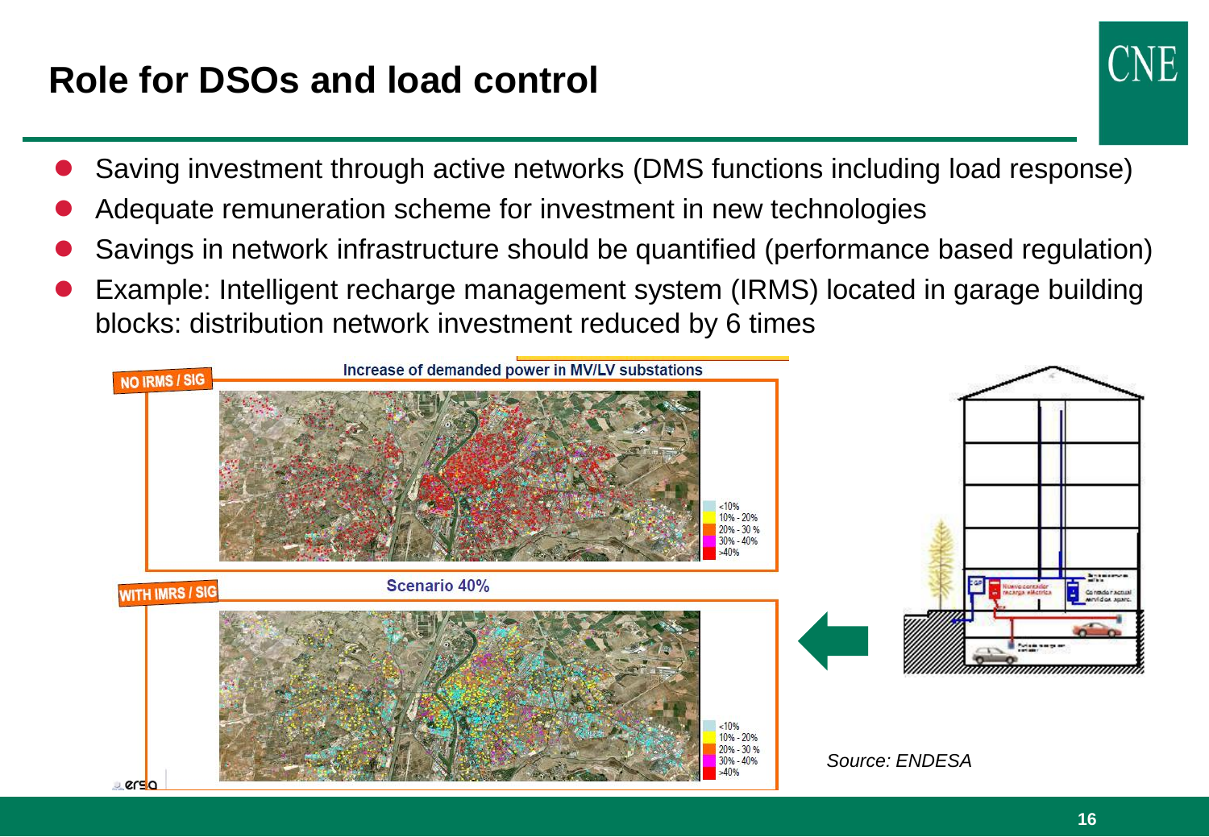# Role for DSOs and load control

- Saving investment through active networks (DMS functions including load response)
- Adequate remuneration scheme for investment in new technologies
- Savings in network infrastructure should be quantified (performance based regulation)
- Example: Intelligent recharge management system (IRMS) located in garage building blocks: distribution network investment reduced by 6 times

NO IRMS / SIG

Increase of demanded power in MV/LV substations

<10%
10% - 20%
20% - 30 %
30% - 40%
>40%

WITH IMRS / SIG

Scenario 40%

<10%
10% - 20%
20% - 30 %
30% - 40%
>40%

*Source: ENDESA*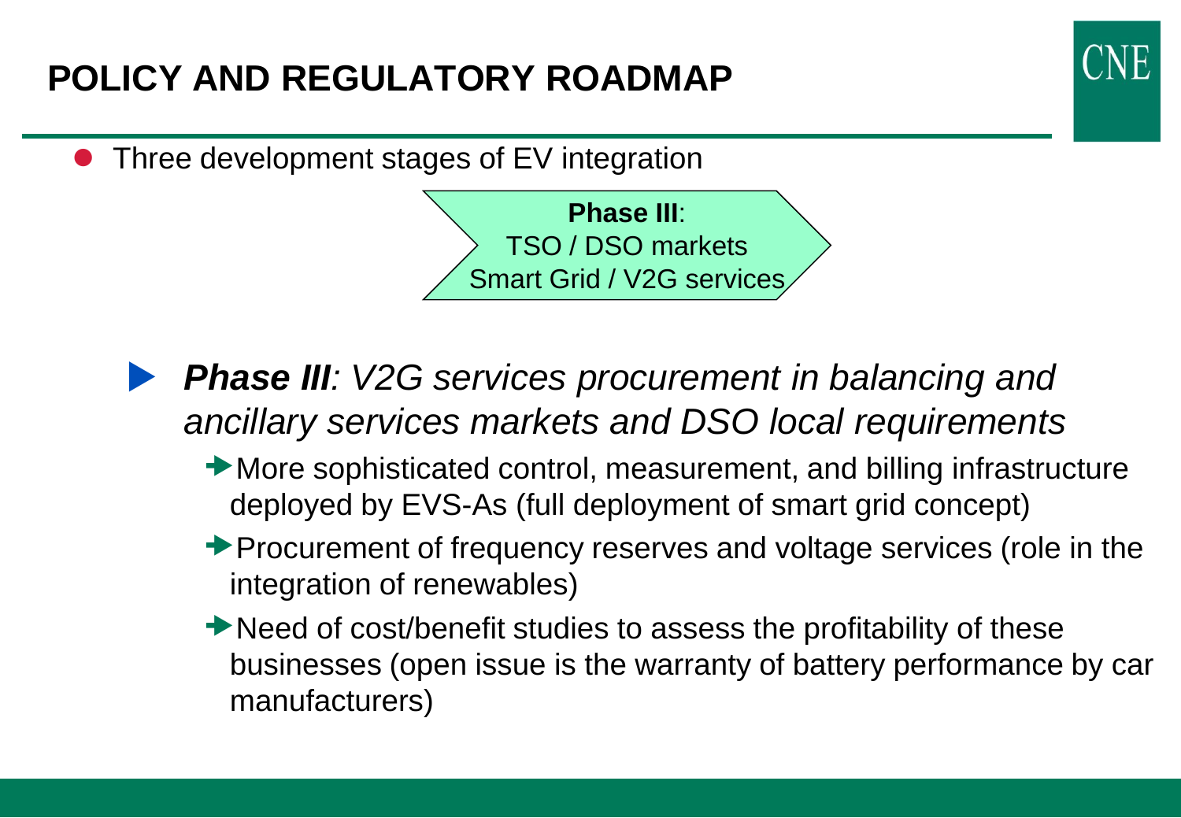# POLICY AND REGULATORY ROADMAP

- Three development stages of EV integration

**Phase III**:
TSO / DSO markets
Smart Grid / V2G services

- ***Phase III**: V2G services procurement in balancing and ancillary services markets and DSO local requirements*
  - More sophisticated control, measurement, and billing infrastructure deployed by EVS-As (full deployment of smart grid concept)
  - Procurement of frequency reserves and voltage services (role in the integration of renewables)
  - Need of cost/benefit studies to assess the profitability of these businesses (open issue is the warranty of battery performance by car manufacturers)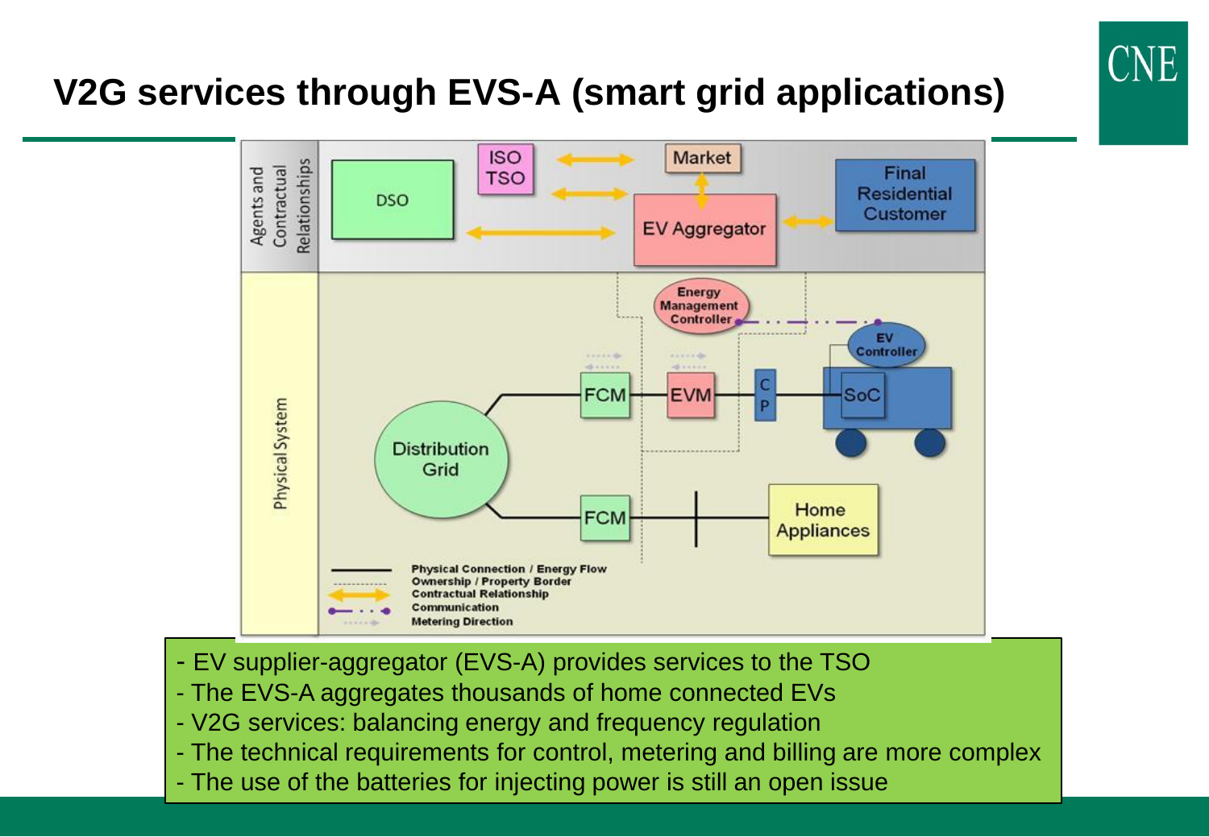# V2G services through EVS-A (smart grid applications)

- EV supplier-aggregator (EVS-A) provides services to the TSO
- The EVS-A aggregates thousands of home connected EVs
- V2G services: balancing energy and frequency regulation
- The technical requirements for control, metering and billing are more complex
- The use of the batteries for injecting power is still an open issue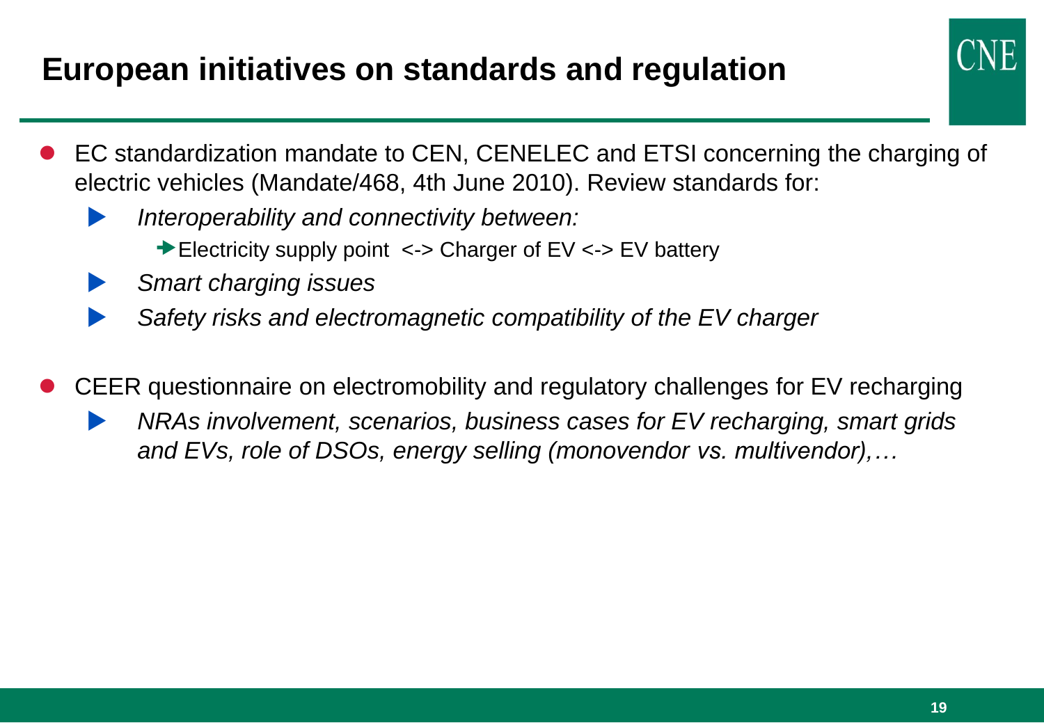# European initiatives on standards and regulation

- EC standardization mandate to CEN, CENELEC and ETSI concerning the charging of electric vehicles (Mandate/468, 4th June 2010). Review standards for:
  - *Interoperability and connectivity between:*
    - Electricity supply point <-> Charger of EV <-> EV battery
  - *Smart charging issues*
  - *Safety risks and electromagnetic compatibility of the EV charger*

- CEER questionnaire on electromobility and regulatory challenges for EV recharging
  - *NRAs involvement, scenarios, business cases for EV recharging, smart grids and EVs, role of DSOs, energy selling (monovendor vs. multivendor),…*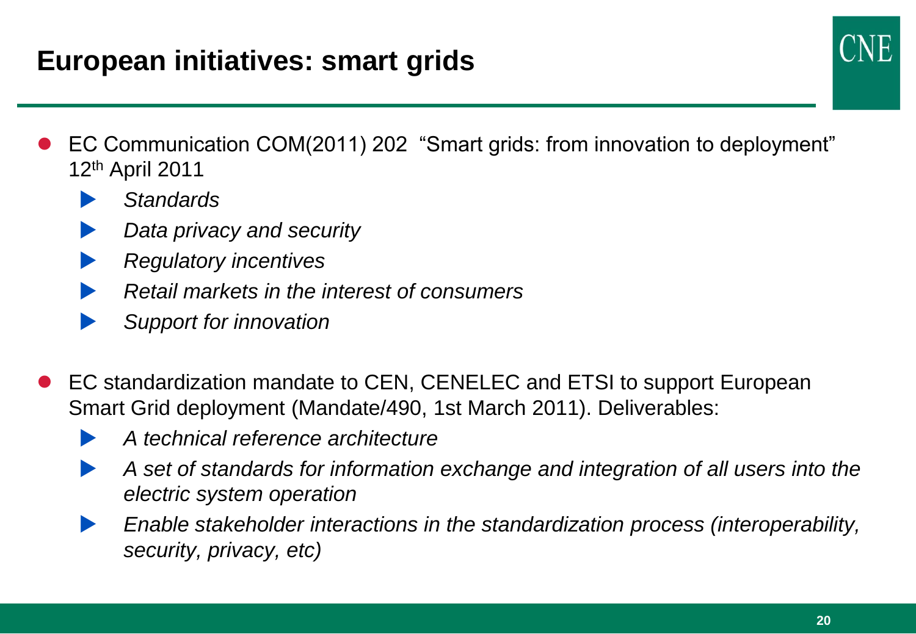# European initiatives: smart grids

- EC Communication COM(2011) 202 "Smart grids: from innovation to deployment" 12th April 2011
  - *Standards*
  - *Data privacy and security*
  - *Regulatory incentives*
  - *Retail markets in the interest of consumers*
  - *Support for innovation*

- EC standardization mandate to CEN, CENELEC and ETSI to support European Smart Grid deployment (Mandate/490, 1st March 2011). Deliverables:
  - *A technical reference architecture*
  - *A set of standards for information exchange and integration of all users into the electric system operation*
  - *Enable stakeholder interactions in the standardization process (interoperability, security, privacy, etc)*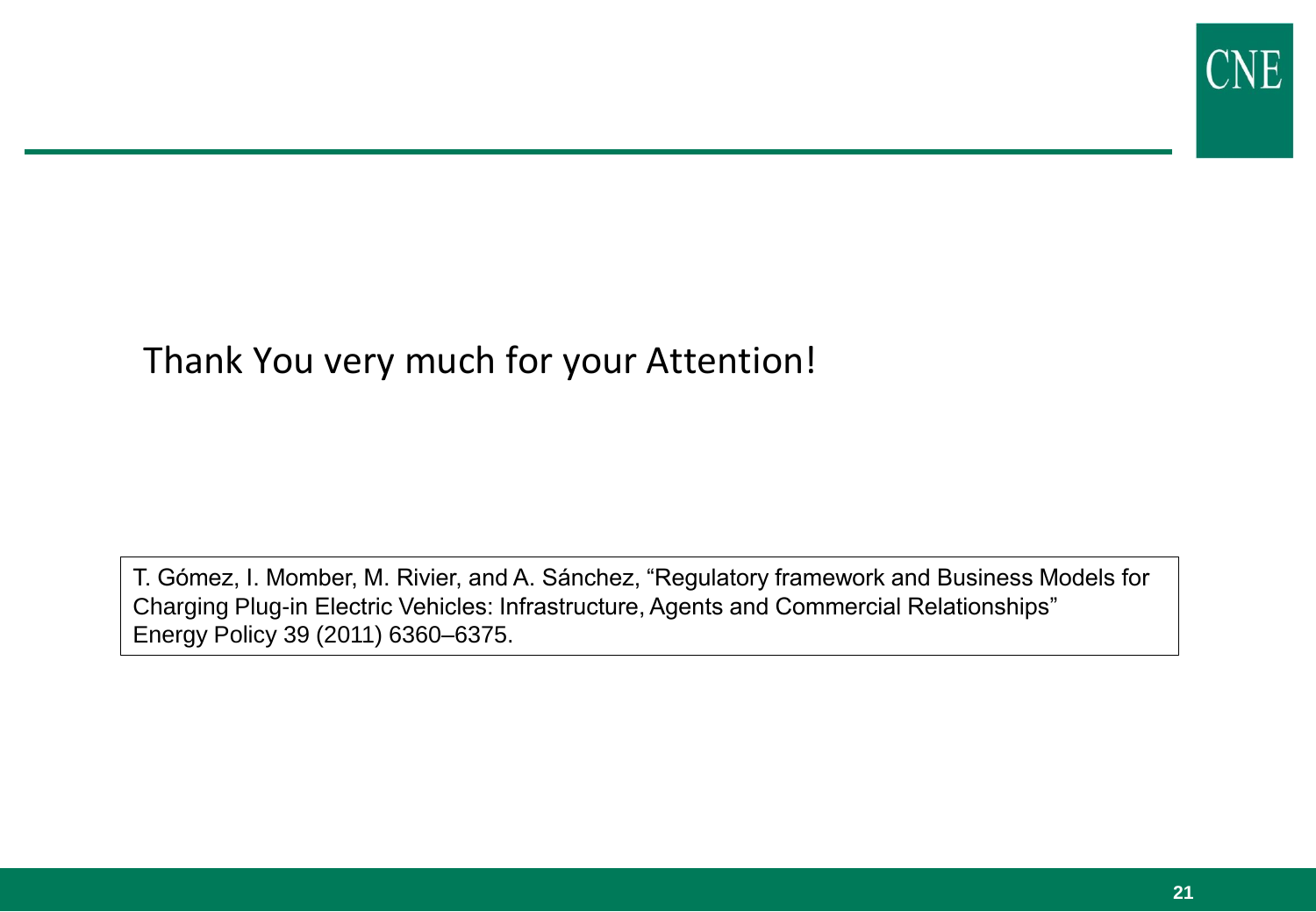Thank You very much for your Attention!

T. Gómez, I. Momber, M. Rivier, and A. Sánchez, "Regulatory framework and Business Models for Charging Plug-in Electric Vehicles: Infrastructure, Agents and Commercial Relationships" Energy Policy 39 (2011) 6360–6375.